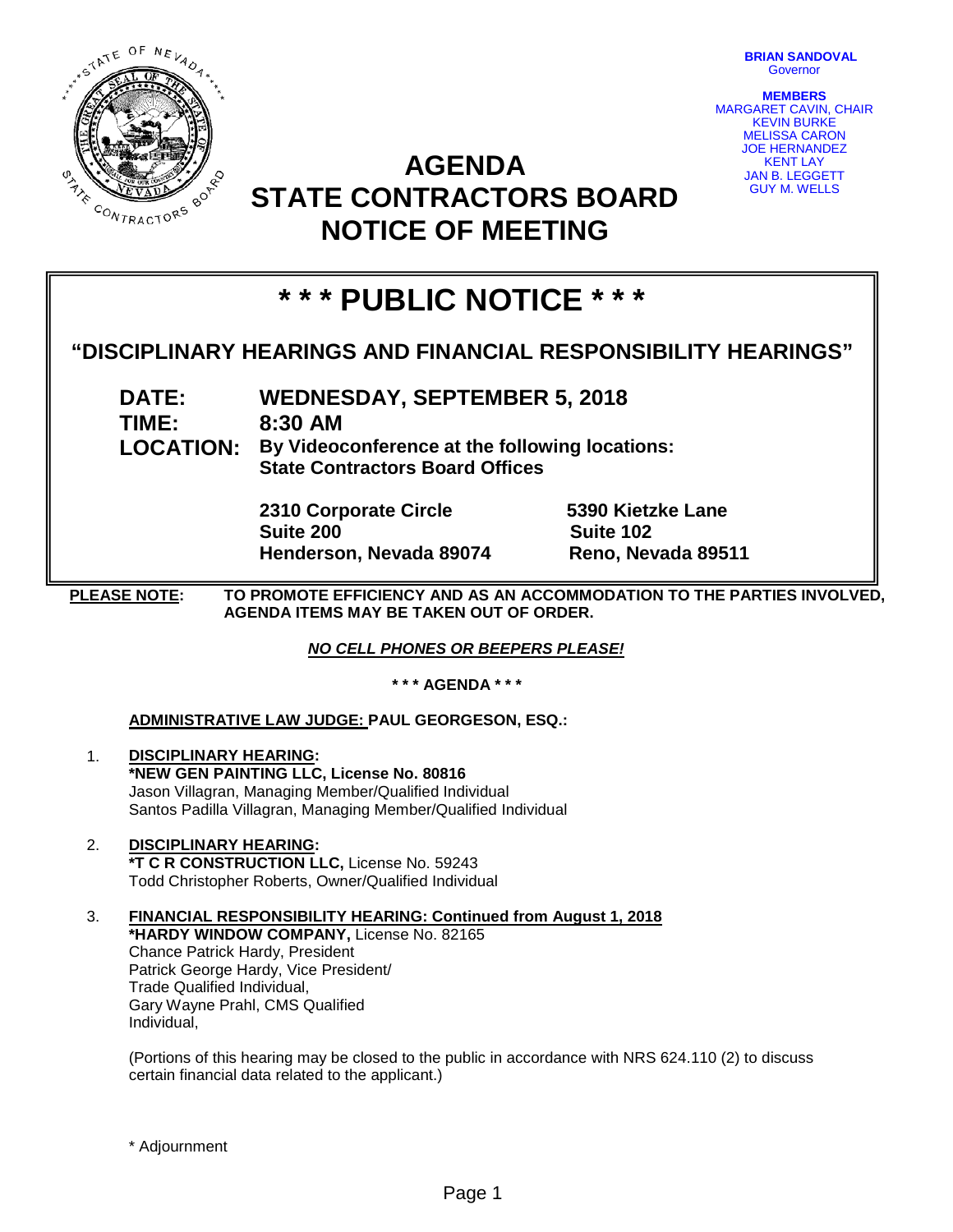BRIAN SANDOVAL
Governor

MEMBERS
MARGARET CAVIN, CHAIR
KEVIN BURKE
MELISSA CARON
JOE HERNANDEZ
KENT LAY
JAN B. LEGGETT
GUY M. WELLS

# AGENDA
# STATE CONTRACTORS BOARD
# NOTICE OF MEETING

## * * * PUBLIC NOTICE * * *

### "DISCIPLINARY HEARINGS AND FINANCIAL RESPONSIBILITY HEARINGS"

**DATE:** **WEDNESDAY, SEPTEMBER 5, 2018**

**TIME:** **8:30 AM**

**LOCATION:** **By Videoconference at the following locations:**
**State Contractors Board Offices**

| | |
|---|---|
| **2310 Corporate Circle** | **5390 Kietzke Lane** |
| **Suite 200** | **Suite 102** |
| **Henderson, Nevada 89074** | **Reno, Nevada 89511** |

**PLEASE NOTE:** **TO PROMOTE EFFICIENCY AND AS AN ACCOMMODATION TO THE PARTIES INVOLVED, AGENDA ITEMS MAY BE TAKEN OUT OF ORDER.**

***NO CELL PHONES OR BEEPERS PLEASE!***

**\* \* \* AGENDA \* \* \***

**ADMINISTRATIVE LAW JUDGE: PAUL GEORGESON, ESQ.:**

1. **DISCIPLINARY HEARING:**
   **\*NEW GEN PAINTING LLC, License No. 80816**
   Jason Villagran, Managing Member/Qualified Individual
   Santos Padilla Villagran, Managing Member/Qualified Individual

2. **DISCIPLINARY HEARING:**
   **\*T C R CONSTRUCTION LLC,** License No. 59243
   Todd Christopher Roberts, Owner/Qualified Individual

3. **FINANCIAL RESPONSIBILITY HEARING: Continued from August 1, 2018**
   **\*HARDY WINDOW COMPANY,** License No. 82165
   Chance Patrick Hardy, President
   Patrick George Hardy, Vice President/
   Trade Qualified Individual,
   Gary Wayne Prahl, CMS Qualified
   Individual,

   (Portions of this hearing may be closed to the public in accordance with NRS 624.110 (2) to discuss certain financial data related to the applicant.)

\* Adjournment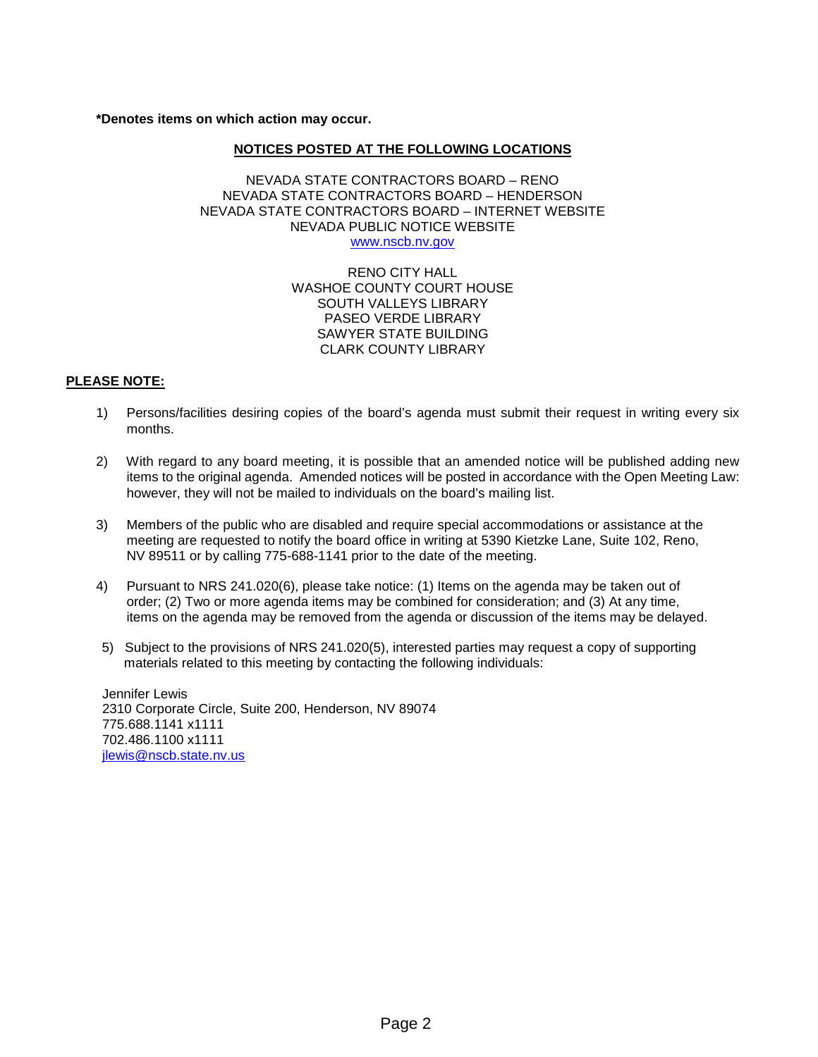**\*Denotes items on which action may occur.**

**NOTICES POSTED AT THE FOLLOWING LOCATIONS**

NEVADA STATE CONTRACTORS BOARD – RENO
NEVADA STATE CONTRACTORS BOARD – HENDERSON
NEVADA STATE CONTRACTORS BOARD – INTERNET WEBSITE
NEVADA PUBLIC NOTICE WEBSITE
www.nscb.nv.gov

RENO CITY HALL
WASHOE COUNTY COURT HOUSE
SOUTH VALLEYS LIBRARY
PASEO VERDE LIBRARY
SAWYER STATE BUILDING
CLARK COUNTY LIBRARY

**PLEASE NOTE:**

1) Persons/facilities desiring copies of the board's agenda must submit their request in writing every six months.

2) With regard to any board meeting, it is possible that an amended notice will be published adding new items to the original agenda. Amended notices will be posted in accordance with the Open Meeting Law: however, they will not be mailed to individuals on the board's mailing list.

3) Members of the public who are disabled and require special accommodations or assistance at the meeting are requested to notify the board office in writing at 5390 Kietzke Lane, Suite 102, Reno, NV 89511 or by calling 775-688-1141 prior to the date of the meeting.

4) Pursuant to NRS 241.020(6), please take notice: (1) Items on the agenda may be taken out of order; (2) Two or more agenda items may be combined for consideration; and (3) At any time, items on the agenda may be removed from the agenda or discussion of the items may be delayed.

5) Subject to the provisions of NRS 241.020(5), interested parties may request a copy of supporting materials related to this meeting by contacting the following individuals:

Jennifer Lewis
2310 Corporate Circle, Suite 200, Henderson, NV 89074
775.688.1141 x1111
702.486.1100 x1111
jlewis@nscb.state.nv.us